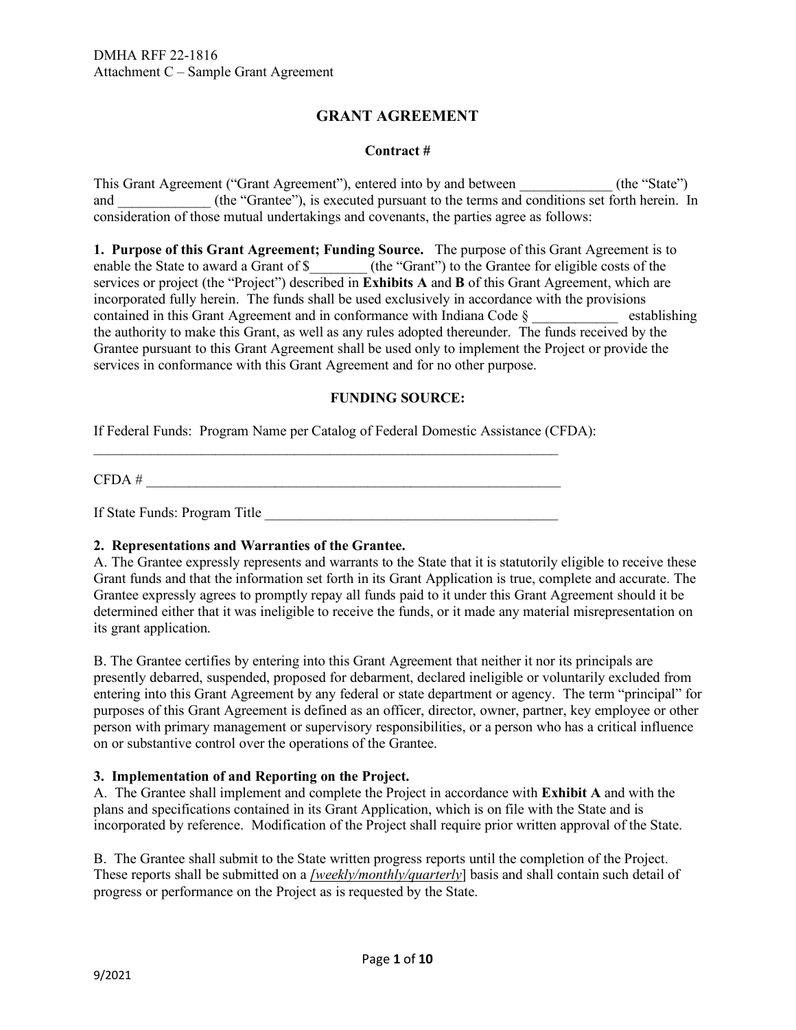DMHA RFF 22-1816
Attachment C – Sample Grant Agreement

# GRANT AGREEMENT

**Contract #**

This Grant Agreement ("Grant Agreement"), entered into by and between _____________ (the "State") and _____________ (the "Grantee"), is executed pursuant to the terms and conditions set forth herein. In consideration of those mutual undertakings and covenants, the parties agree as follows:

**1. Purpose of this Grant Agreement; Funding Source.** The purpose of this Grant Agreement is to enable the State to award a Grant of $________ (the "Grant") to the Grantee for eligible costs of the services or project (the "Project") described in **Exhibits A** and **B** of this Grant Agreement, which are incorporated fully herein. The funds shall be used exclusively in accordance with the provisions contained in this Grant Agreement and in conformance with Indiana Code § ____________ establishing the authority to make this Grant, as well as any rules adopted thereunder. The funds received by the Grantee pursuant to this Grant Agreement shall be used only to implement the Project or provide the services in conformance with this Grant Agreement and for no other purpose.

**FUNDING SOURCE:**

If Federal Funds: Program Name per Catalog of Federal Domestic Assistance (CFDA):
_____________________________________________________________________

CFDA # ____________________________________________________________

If State Funds: Program Title __________________________________________

**2. Representations and Warranties of the Grantee.**
A. The Grantee expressly represents and warrants to the State that it is statutorily eligible to receive these Grant funds and that the information set forth in its Grant Application is true, complete and accurate. The Grantee expressly agrees to promptly repay all funds paid to it under this Grant Agreement should it be determined either that it was ineligible to receive the funds, or it made any material misrepresentation on its grant application.

B. The Grantee certifies by entering into this Grant Agreement that neither it nor its principals are presently debarred, suspended, proposed for debarment, declared ineligible or voluntarily excluded from entering into this Grant Agreement by any federal or state department or agency. The term "principal" for purposes of this Grant Agreement is defined as an officer, director, owner, partner, key employee or other person with primary management or supervisory responsibilities, or a person who has a critical influence on or substantive control over the operations of the Grantee.

**3. Implementation of and Reporting on the Project.**
A. The Grantee shall implement and complete the Project in accordance with **Exhibit A** and with the plans and specifications contained in its Grant Application, which is on file with the State and is incorporated by reference. Modification of the Project shall require prior written approval of the State.

B. The Grantee shall submit to the State written progress reports until the completion of the Project. These reports shall be submitted on a *[weekly/monthly/quarterly*] basis and shall contain such detail of progress or performance on the Project as is requested by the State.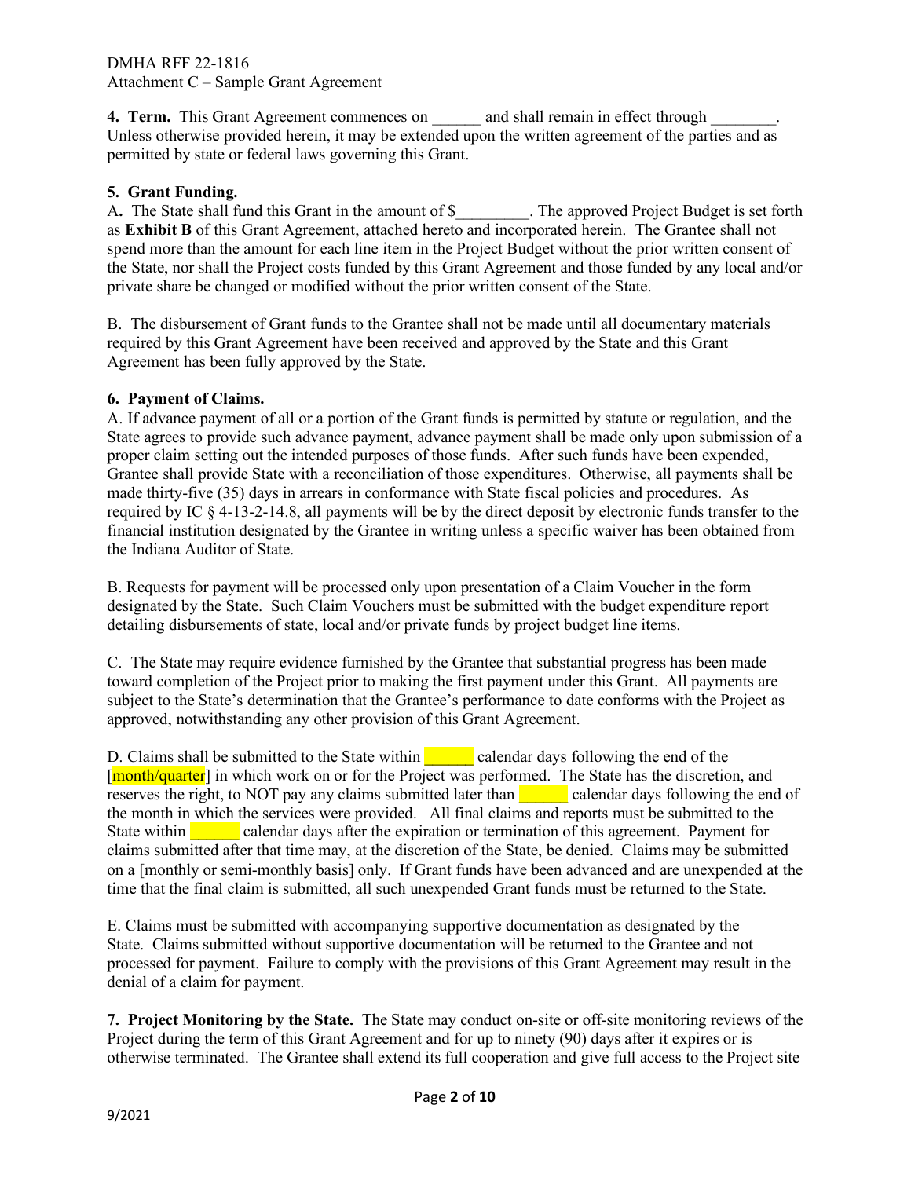**4. Term.** This Grant Agreement commences on ______ and shall remain in effect through ________. Unless otherwise provided herein, it may be extended upon the written agreement of the parties and as permitted by state or federal laws governing this Grant.

**5. Grant Funding.**

A**.** The State shall fund this Grant in the amount of $_________. The approved Project Budget is set forth as **Exhibit B** of this Grant Agreement, attached hereto and incorporated herein. The Grantee shall not spend more than the amount for each line item in the Project Budget without the prior written consent of the State, nor shall the Project costs funded by this Grant Agreement and those funded by any local and/or private share be changed or modified without the prior written consent of the State.

B. The disbursement of Grant funds to the Grantee shall not be made until all documentary materials required by this Grant Agreement have been received and approved by the State and this Grant Agreement has been fully approved by the State.

**6. Payment of Claims.**

A. If advance payment of all or a portion of the Grant funds is permitted by statute or regulation, and the State agrees to provide such advance payment, advance payment shall be made only upon submission of a proper claim setting out the intended purposes of those funds. After such funds have been expended, Grantee shall provide State with a reconciliation of those expenditures. Otherwise, all payments shall be made thirty-five (35) days in arrears in conformance with State fiscal policies and procedures. As required by IC § 4-13-2-14.8, all payments will be by the direct deposit by electronic funds transfer to the financial institution designated by the Grantee in writing unless a specific waiver has been obtained from the Indiana Auditor of State.

B. Requests for payment will be processed only upon presentation of a Claim Voucher in the form designated by the State. Such Claim Vouchers must be submitted with the budget expenditure report detailing disbursements of state, local and/or private funds by project budget line items.

C. The State may require evidence furnished by the Grantee that substantial progress has been made toward completion of the Project prior to making the first payment under this Grant. All payments are subject to the State's determination that the Grantee's performance to date conforms with the Project as approved, notwithstanding any other provision of this Grant Agreement.

D. Claims shall be submitted to the State within ______ calendar days following the end of the [month/quarter] in which work on or for the Project was performed. The State has the discretion, and reserves the right, to NOT pay any claims submitted later than ______ calendar days following the end of the month in which the services were provided. All final claims and reports must be submitted to the State within ______ calendar days after the expiration or termination of this agreement. Payment for claims submitted after that time may, at the discretion of the State, be denied. Claims may be submitted on a [monthly or semi-monthly basis] only. If Grant funds have been advanced and are unexpended at the time that the final claim is submitted, all such unexpended Grant funds must be returned to the State.

E. Claims must be submitted with accompanying supportive documentation as designated by the State. Claims submitted without supportive documentation will be returned to the Grantee and not processed for payment. Failure to comply with the provisions of this Grant Agreement may result in the denial of a claim for payment.

**7. Project Monitoring by the State.** The State may conduct on-site or off-site monitoring reviews of the Project during the term of this Grant Agreement and for up to ninety (90) days after it expires or is otherwise terminated. The Grantee shall extend its full cooperation and give full access to the Project site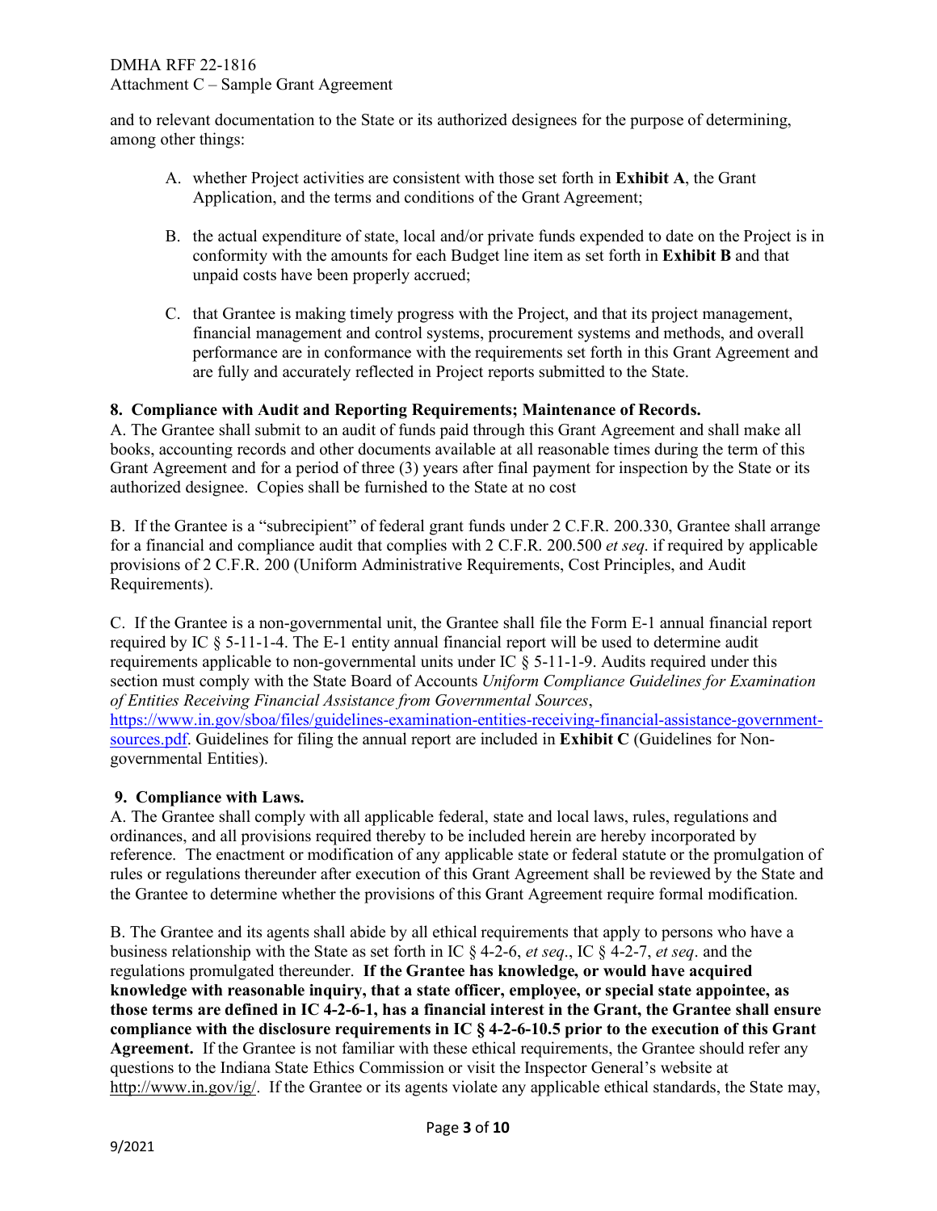and to relevant documentation to the State or its authorized designees for the purpose of determining, among other things:

A. whether Project activities are consistent with those set forth in **Exhibit A**, the Grant Application, and the terms and conditions of the Grant Agreement;

B. the actual expenditure of state, local and/or private funds expended to date on the Project is in conformity with the amounts for each Budget line item as set forth in **Exhibit B** and that unpaid costs have been properly accrued;

C. that Grantee is making timely progress with the Project, and that its project management, financial management and control systems, procurement systems and methods, and overall performance are in conformance with the requirements set forth in this Grant Agreement and are fully and accurately reflected in Project reports submitted to the State.

**8. Compliance with Audit and Reporting Requirements; Maintenance of Records.**

A. The Grantee shall submit to an audit of funds paid through this Grant Agreement and shall make all books, accounting records and other documents available at all reasonable times during the term of this Grant Agreement and for a period of three (3) years after final payment for inspection by the State or its authorized designee. Copies shall be furnished to the State at no cost

B. If the Grantee is a "subrecipient" of federal grant funds under 2 C.F.R. 200.330, Grantee shall arrange for a financial and compliance audit that complies with 2 C.F.R. 200.500 *et seq*. if required by applicable provisions of 2 C.F.R. 200 (Uniform Administrative Requirements, Cost Principles, and Audit Requirements).

C. If the Grantee is a non-governmental unit, the Grantee shall file the Form E-1 annual financial report required by IC § 5-11-1-4. The E-1 entity annual financial report will be used to determine audit requirements applicable to non-governmental units under IC § 5-11-1-9. Audits required under this section must comply with the State Board of Accounts *Uniform Compliance Guidelines for Examination of Entities Receiving Financial Assistance from Governmental Sources*, https://www.in.gov/sboa/files/guidelines-examination-entities-receiving-financial-assistance-government-sources.pdf. Guidelines for filing the annual report are included in **Exhibit C** (Guidelines for Non-governmental Entities).

**9. Compliance with Laws.**

A. The Grantee shall comply with all applicable federal, state and local laws, rules, regulations and ordinances, and all provisions required thereby to be included herein are hereby incorporated by reference. The enactment or modification of any applicable state or federal statute or the promulgation of rules or regulations thereunder after execution of this Grant Agreement shall be reviewed by the State and the Grantee to determine whether the provisions of this Grant Agreement require formal modification.

B. The Grantee and its agents shall abide by all ethical requirements that apply to persons who have a business relationship with the State as set forth in IC § 4-2-6, *et seq*., IC § 4-2-7, *et seq*. and the regulations promulgated thereunder. **If the Grantee has knowledge, or would have acquired knowledge with reasonable inquiry, that a state officer, employee, or special state appointee, as those terms are defined in IC 4-2-6-1, has a financial interest in the Grant, the Grantee shall ensure compliance with the disclosure requirements in IC § 4-2-6-10.5 prior to the execution of this Grant Agreement.** If the Grantee is not familiar with these ethical requirements, the Grantee should refer any questions to the Indiana State Ethics Commission or visit the Inspector General's website at http://www.in.gov/ig/. If the Grantee or its agents violate any applicable ethical standards, the State may,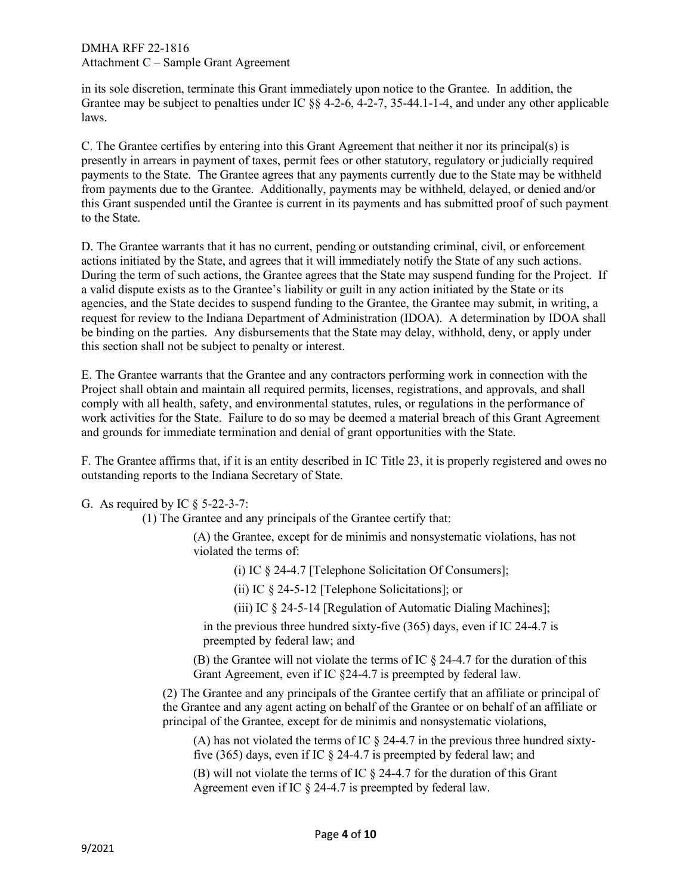in its sole discretion, terminate this Grant immediately upon notice to the Grantee. In addition, the Grantee may be subject to penalties under IC §§ 4-2-6, 4-2-7, 35-44.1-1-4, and under any other applicable laws.

C. The Grantee certifies by entering into this Grant Agreement that neither it nor its principal(s) is presently in arrears in payment of taxes, permit fees or other statutory, regulatory or judicially required payments to the State. The Grantee agrees that any payments currently due to the State may be withheld from payments due to the Grantee. Additionally, payments may be withheld, delayed, or denied and/or this Grant suspended until the Grantee is current in its payments and has submitted proof of such payment to the State.

D. The Grantee warrants that it has no current, pending or outstanding criminal, civil, or enforcement actions initiated by the State, and agrees that it will immediately notify the State of any such actions. During the term of such actions, the Grantee agrees that the State may suspend funding for the Project. If a valid dispute exists as to the Grantee's liability or guilt in any action initiated by the State or its agencies, and the State decides to suspend funding to the Grantee, the Grantee may submit, in writing, a request for review to the Indiana Department of Administration (IDOA). A determination by IDOA shall be binding on the parties. Any disbursements that the State may delay, withhold, deny, or apply under this section shall not be subject to penalty or interest.

E. The Grantee warrants that the Grantee and any contractors performing work in connection with the Project shall obtain and maintain all required permits, licenses, registrations, and approvals, and shall comply with all health, safety, and environmental statutes, rules, or regulations in the performance of work activities for the State. Failure to do so may be deemed a material breach of this Grant Agreement and grounds for immediate termination and denial of grant opportunities with the State.

F. The Grantee affirms that, if it is an entity described in IC Title 23, it is properly registered and owes no outstanding reports to the Indiana Secretary of State.

G. As required by IC § 5-22-3-7:

(1) The Grantee and any principals of the Grantee certify that:

(A) the Grantee, except for de minimis and nonsystematic violations, has not violated the terms of:

(i) IC § 24-4.7 [Telephone Solicitation Of Consumers];

(ii) IC § 24-5-12 [Telephone Solicitations]; or

(iii) IC § 24-5-14 [Regulation of Automatic Dialing Machines];

in the previous three hundred sixty-five (365) days, even if IC 24-4.7 is preempted by federal law; and

(B) the Grantee will not violate the terms of IC § 24-4.7 for the duration of this Grant Agreement, even if IC §24-4.7 is preempted by federal law.

(2) The Grantee and any principals of the Grantee certify that an affiliate or principal of the Grantee and any agent acting on behalf of the Grantee or on behalf of an affiliate or principal of the Grantee, except for de minimis and nonsystematic violations,

(A) has not violated the terms of IC § 24-4.7 in the previous three hundred sixty-five (365) days, even if IC § 24-4.7 is preempted by federal law; and

(B) will not violate the terms of IC § 24-4.7 for the duration of this Grant Agreement even if IC § 24-4.7 is preempted by federal law.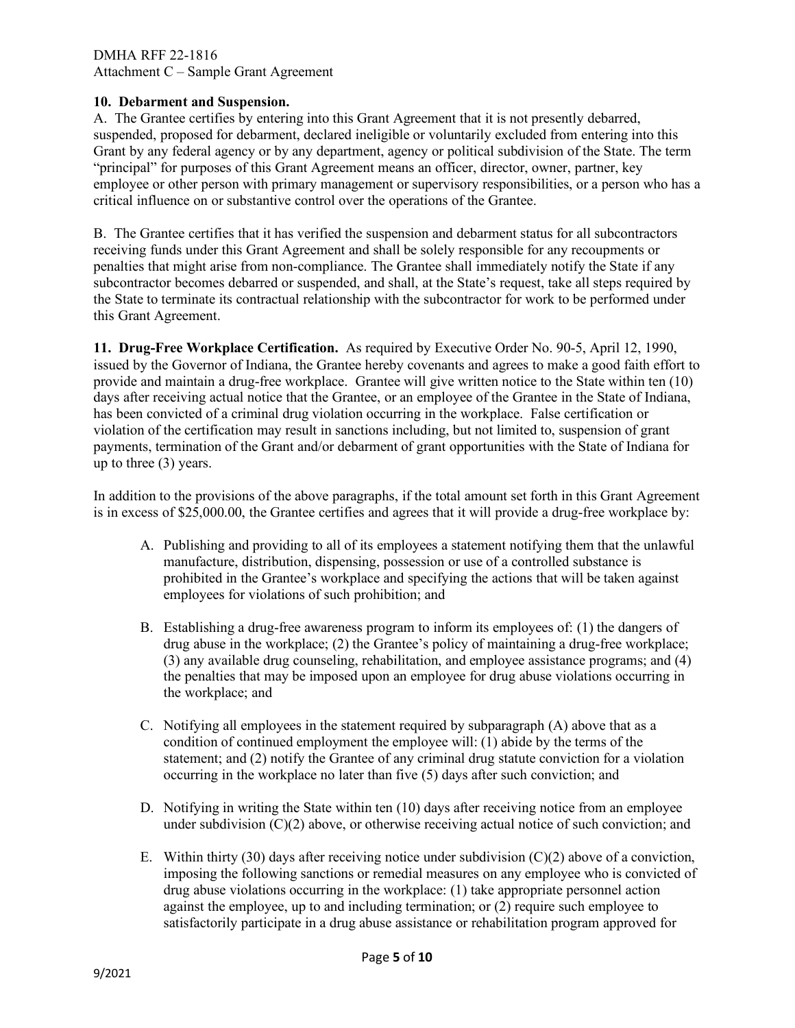**10. Debarment and Suspension.**

A. The Grantee certifies by entering into this Grant Agreement that it is not presently debarred, suspended, proposed for debarment, declared ineligible or voluntarily excluded from entering into this Grant by any federal agency or by any department, agency or political subdivision of the State. The term "principal" for purposes of this Grant Agreement means an officer, director, owner, partner, key employee or other person with primary management or supervisory responsibilities, or a person who has a critical influence on or substantive control over the operations of the Grantee.

B. The Grantee certifies that it has verified the suspension and debarment status for all subcontractors receiving funds under this Grant Agreement and shall be solely responsible for any recoupments or penalties that might arise from non-compliance. The Grantee shall immediately notify the State if any subcontractor becomes debarred or suspended, and shall, at the State's request, take all steps required by the State to terminate its contractual relationship with the subcontractor for work to be performed under this Grant Agreement.

**11. Drug-Free Workplace Certification.** As required by Executive Order No. 90-5, April 12, 1990, issued by the Governor of Indiana, the Grantee hereby covenants and agrees to make a good faith effort to provide and maintain a drug-free workplace. Grantee will give written notice to the State within ten (10) days after receiving actual notice that the Grantee, or an employee of the Grantee in the State of Indiana, has been convicted of a criminal drug violation occurring in the workplace. False certification or violation of the certification may result in sanctions including, but not limited to, suspension of grant payments, termination of the Grant and/or debarment of grant opportunities with the State of Indiana for up to three (3) years.

In addition to the provisions of the above paragraphs, if the total amount set forth in this Grant Agreement is in excess of $25,000.00, the Grantee certifies and agrees that it will provide a drug-free workplace by:

A. Publishing and providing to all of its employees a statement notifying them that the unlawful manufacture, distribution, dispensing, possession or use of a controlled substance is prohibited in the Grantee's workplace and specifying the actions that will be taken against employees for violations of such prohibition; and

B. Establishing a drug-free awareness program to inform its employees of: (1) the dangers of drug abuse in the workplace; (2) the Grantee's policy of maintaining a drug-free workplace; (3) any available drug counseling, rehabilitation, and employee assistance programs; and (4) the penalties that may be imposed upon an employee for drug abuse violations occurring in the workplace; and

C. Notifying all employees in the statement required by subparagraph (A) above that as a condition of continued employment the employee will: (1) abide by the terms of the statement; and (2) notify the Grantee of any criminal drug statute conviction for a violation occurring in the workplace no later than five (5) days after such conviction; and

D. Notifying in writing the State within ten (10) days after receiving notice from an employee under subdivision (C)(2) above, or otherwise receiving actual notice of such conviction; and

E. Within thirty (30) days after receiving notice under subdivision (C)(2) above of a conviction, imposing the following sanctions or remedial measures on any employee who is convicted of drug abuse violations occurring in the workplace: (1) take appropriate personnel action against the employee, up to and including termination; or (2) require such employee to satisfactorily participate in a drug abuse assistance or rehabilitation program approved for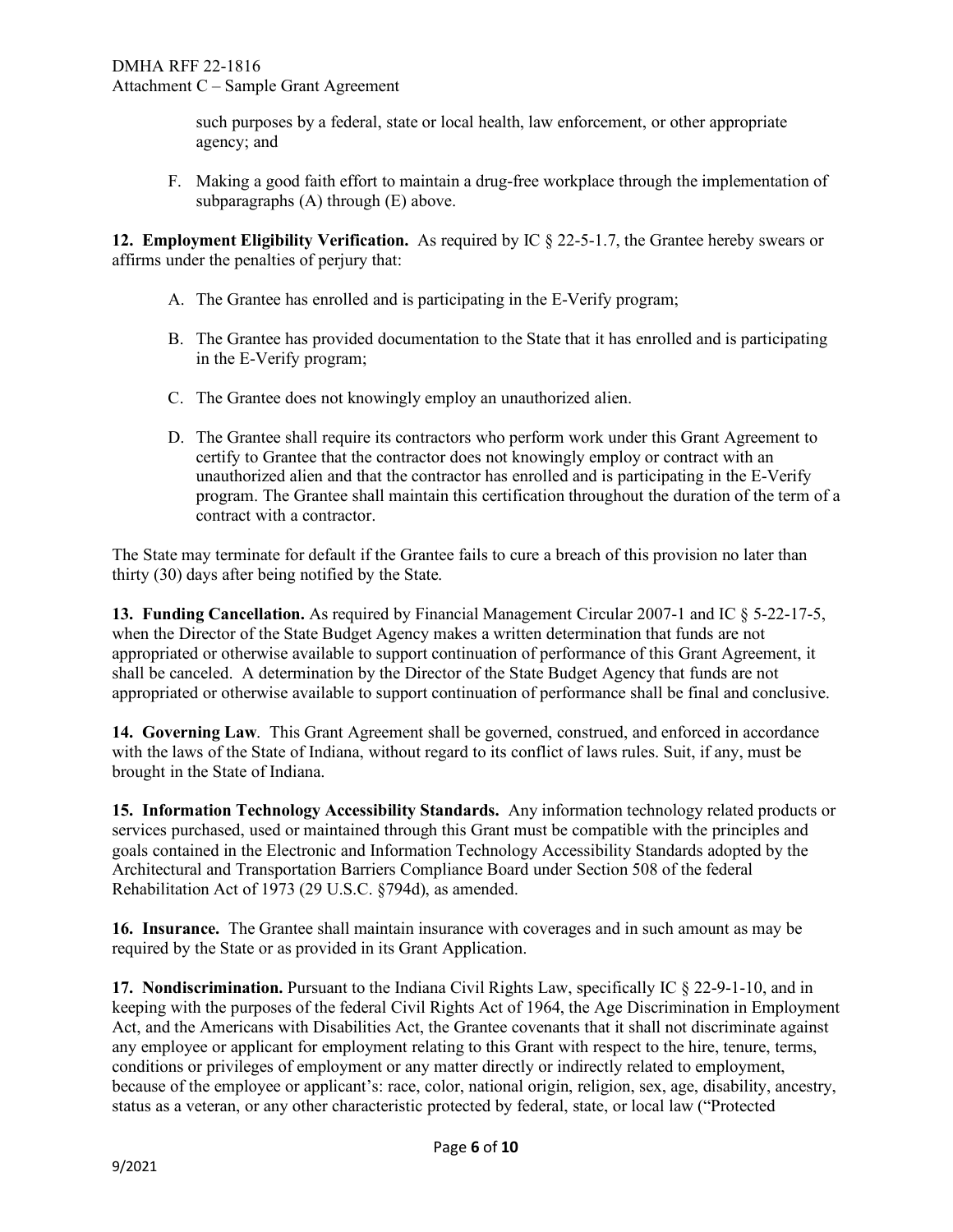such purposes by a federal, state or local health, law enforcement, or other appropriate agency; and

F. Making a good faith effort to maintain a drug-free workplace through the implementation of subparagraphs (A) through (E) above.

**12. Employment Eligibility Verification.** As required by IC § 22-5-1.7, the Grantee hereby swears or affirms under the penalties of perjury that:

A. The Grantee has enrolled and is participating in the E-Verify program;

B. The Grantee has provided documentation to the State that it has enrolled and is participating in the E-Verify program;

C. The Grantee does not knowingly employ an unauthorized alien.

D. The Grantee shall require its contractors who perform work under this Grant Agreement to certify to Grantee that the contractor does not knowingly employ or contract with an unauthorized alien and that the contractor has enrolled and is participating in the E-Verify program. The Grantee shall maintain this certification throughout the duration of the term of a contract with a contractor.

The State may terminate for default if the Grantee fails to cure a breach of this provision no later than thirty (30) days after being notified by the State.

**13. Funding Cancellation.** As required by Financial Management Circular 2007-1 and IC § 5-22-17-5, when the Director of the State Budget Agency makes a written determination that funds are not appropriated or otherwise available to support continuation of performance of this Grant Agreement, it shall be canceled. A determination by the Director of the State Budget Agency that funds are not appropriated or otherwise available to support continuation of performance shall be final and conclusive.

**14. Governing Law**. This Grant Agreement shall be governed, construed, and enforced in accordance with the laws of the State of Indiana, without regard to its conflict of laws rules. Suit, if any, must be brought in the State of Indiana.

**15. Information Technology Accessibility Standards.** Any information technology related products or services purchased, used or maintained through this Grant must be compatible with the principles and goals contained in the Electronic and Information Technology Accessibility Standards adopted by the Architectural and Transportation Barriers Compliance Board under Section 508 of the federal Rehabilitation Act of 1973 (29 U.S.C. §794d), as amended.

**16. Insurance.** The Grantee shall maintain insurance with coverages and in such amount as may be required by the State or as provided in its Grant Application.

**17. Nondiscrimination.** Pursuant to the Indiana Civil Rights Law, specifically IC § 22-9-1-10, and in keeping with the purposes of the federal Civil Rights Act of 1964, the Age Discrimination in Employment Act, and the Americans with Disabilities Act, the Grantee covenants that it shall not discriminate against any employee or applicant for employment relating to this Grant with respect to the hire, tenure, terms, conditions or privileges of employment or any matter directly or indirectly related to employment, because of the employee or applicant's: race, color, national origin, religion, sex, age, disability, ancestry, status as a veteran, or any other characteristic protected by federal, state, or local law ("Protected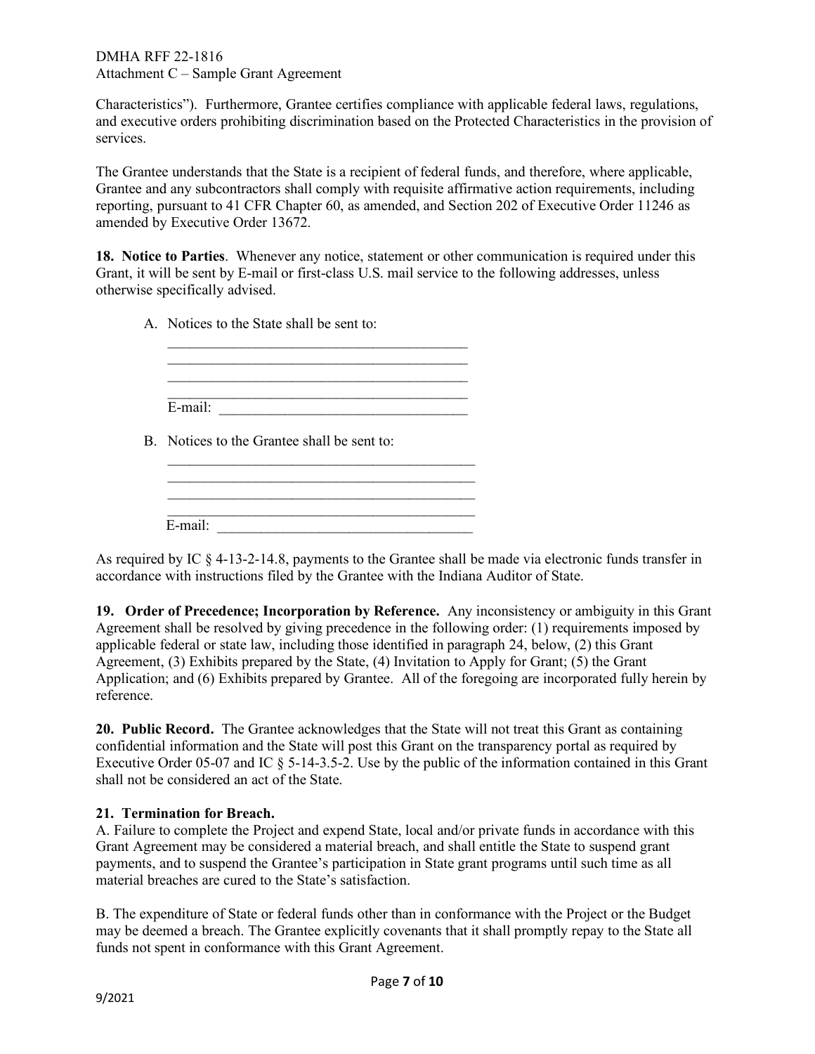Characteristics"). Furthermore, Grantee certifies compliance with applicable federal laws, regulations, and executive orders prohibiting discrimination based on the Protected Characteristics in the provision of services.

The Grantee understands that the State is a recipient of federal funds, and therefore, where applicable, Grantee and any subcontractors shall comply with requisite affirmative action requirements, including reporting, pursuant to 41 CFR Chapter 60, as amended, and Section 202 of Executive Order 11246 as amended by Executive Order 13672.

**18. Notice to Parties**. Whenever any notice, statement or other communication is required under this Grant, it will be sent by E-mail or first-class U.S. mail service to the following addresses, unless otherwise specifically advised.

A. Notices to the State shall be sent to:

\_\_\_\_\_\_\_\_\_\_\_\_\_\_\_\_\_\_\_\_\_\_\_\_\_\_\_\_\_\_\_\_\_\_\_\_\_\_\_\_
\_\_\_\_\_\_\_\_\_\_\_\_\_\_\_\_\_\_\_\_\_\_\_\_\_\_\_\_\_\_\_\_\_\_\_\_\_\_\_\_
\_\_\_\_\_\_\_\_\_\_\_\_\_\_\_\_\_\_\_\_\_\_\_\_\_\_\_\_\_\_\_\_\_\_\_\_\_\_\_\_
\_\_\_\_\_\_\_\_\_\_\_\_\_\_\_\_\_\_\_\_\_\_\_\_\_\_\_\_\_\_\_\_\_\_\_\_\_\_\_\_
E-mail: \_\_\_\_\_\_\_\_\_\_\_\_\_\_\_\_\_\_\_\_\_\_\_\_\_\_\_\_\_\_\_\_

B. Notices to the Grantee shall be sent to:

\_\_\_\_\_\_\_\_\_\_\_\_\_\_\_\_\_\_\_\_\_\_\_\_\_\_\_\_\_\_\_\_\_\_\_\_\_\_\_\_
\_\_\_\_\_\_\_\_\_\_\_\_\_\_\_\_\_\_\_\_\_\_\_\_\_\_\_\_\_\_\_\_\_\_\_\_\_\_\_\_
\_\_\_\_\_\_\_\_\_\_\_\_\_\_\_\_\_\_\_\_\_\_\_\_\_\_\_\_\_\_\_\_\_\_\_\_\_\_\_\_
\_\_\_\_\_\_\_\_\_\_\_\_\_\_\_\_\_\_\_\_\_\_\_\_\_\_\_\_\_\_\_\_\_\_\_\_\_\_\_\_
E-mail: \_\_\_\_\_\_\_\_\_\_\_\_\_\_\_\_\_\_\_\_\_\_\_\_\_\_\_\_\_\_\_\_

As required by IC § 4-13-2-14.8, payments to the Grantee shall be made via electronic funds transfer in accordance with instructions filed by the Grantee with the Indiana Auditor of State.

**19. Order of Precedence; Incorporation by Reference.** Any inconsistency or ambiguity in this Grant Agreement shall be resolved by giving precedence in the following order: (1) requirements imposed by applicable federal or state law, including those identified in paragraph 24, below, (2) this Grant Agreement, (3) Exhibits prepared by the State, (4) Invitation to Apply for Grant; (5) the Grant Application; and (6) Exhibits prepared by Grantee. All of the foregoing are incorporated fully herein by reference.

**20. Public Record.** The Grantee acknowledges that the State will not treat this Grant as containing confidential information and the State will post this Grant on the transparency portal as required by Executive Order 05-07 and IC § 5-14-3.5-2. Use by the public of the information contained in this Grant shall not be considered an act of the State.

**21. Termination for Breach.**

A. Failure to complete the Project and expend State, local and/or private funds in accordance with this Grant Agreement may be considered a material breach, and shall entitle the State to suspend grant payments, and to suspend the Grantee's participation in State grant programs until such time as all material breaches are cured to the State's satisfaction.

B. The expenditure of State or federal funds other than in conformance with the Project or the Budget may be deemed a breach. The Grantee explicitly covenants that it shall promptly repay to the State all funds not spent in conformance with this Grant Agreement.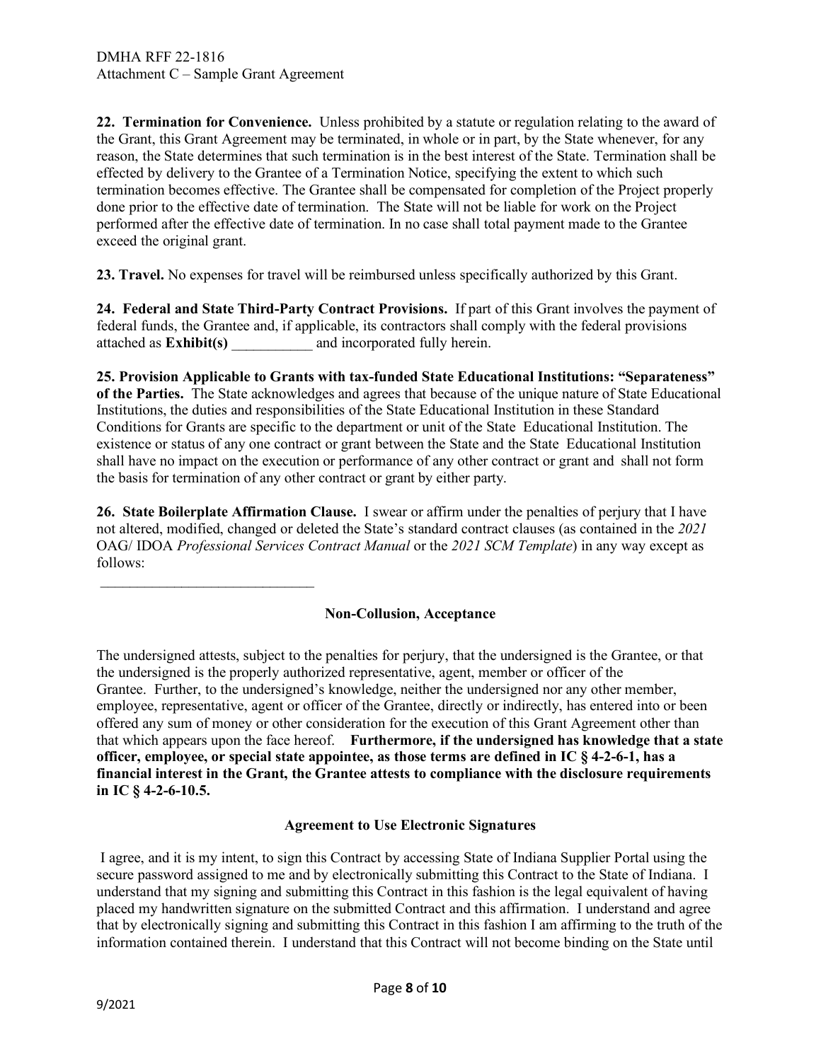**22. Termination for Convenience.** Unless prohibited by a statute or regulation relating to the award of the Grant, this Grant Agreement may be terminated, in whole or in part, by the State whenever, for any reason, the State determines that such termination is in the best interest of the State. Termination shall be effected by delivery to the Grantee of a Termination Notice, specifying the extent to which such termination becomes effective. The Grantee shall be compensated for completion of the Project properly done prior to the effective date of termination. The State will not be liable for work on the Project performed after the effective date of termination. In no case shall total payment made to the Grantee exceed the original grant.

**23. Travel.** No expenses for travel will be reimbursed unless specifically authorized by this Grant.

**24. Federal and State Third-Party Contract Provisions.** If part of this Grant involves the payment of federal funds, the Grantee and, if applicable, its contractors shall comply with the federal provisions attached as **Exhibit(s)** ___________ and incorporated fully herein.

**25. Provision Applicable to Grants with tax-funded State Educational Institutions: "Separateness" of the Parties.** The State acknowledges and agrees that because of the unique nature of State Educational Institutions, the duties and responsibilities of the State Educational Institution in these Standard Conditions for Grants are specific to the department or unit of the State Educational Institution. The existence or status of any one contract or grant between the State and the State Educational Institution shall have no impact on the execution or performance of any other contract or grant and shall not form the basis for termination of any other contract or grant by either party.

**26. State Boilerplate Affirmation Clause.** I swear or affirm under the penalties of perjury that I have not altered, modified, changed or deleted the State's standard contract clauses (as contained in the *2021* OAG/ IDOA *Professional Services Contract Manual* or the *2021 SCM Template*) in any way except as follows:

______________________________

**Non-Collusion, Acceptance**

The undersigned attests, subject to the penalties for perjury, that the undersigned is the Grantee, or that the undersigned is the properly authorized representative, agent, member or officer of the Grantee. Further, to the undersigned's knowledge, neither the undersigned nor any other member, employee, representative, agent or officer of the Grantee, directly or indirectly, has entered into or been offered any sum of money or other consideration for the execution of this Grant Agreement other than that which appears upon the face hereof. **Furthermore, if the undersigned has knowledge that a state officer, employee, or special state appointee, as those terms are defined in IC § 4-2-6-1, has a financial interest in the Grant, the Grantee attests to compliance with the disclosure requirements in IC § 4-2-6-10.5.**

**Agreement to Use Electronic Signatures**

I agree, and it is my intent, to sign this Contract by accessing State of Indiana Supplier Portal using the secure password assigned to me and by electronically submitting this Contract to the State of Indiana. I understand that my signing and submitting this Contract in this fashion is the legal equivalent of having placed my handwritten signature on the submitted Contract and this affirmation. I understand and agree that by electronically signing and submitting this Contract in this fashion I am affirming to the truth of the information contained therein. I understand that this Contract will not become binding on the State until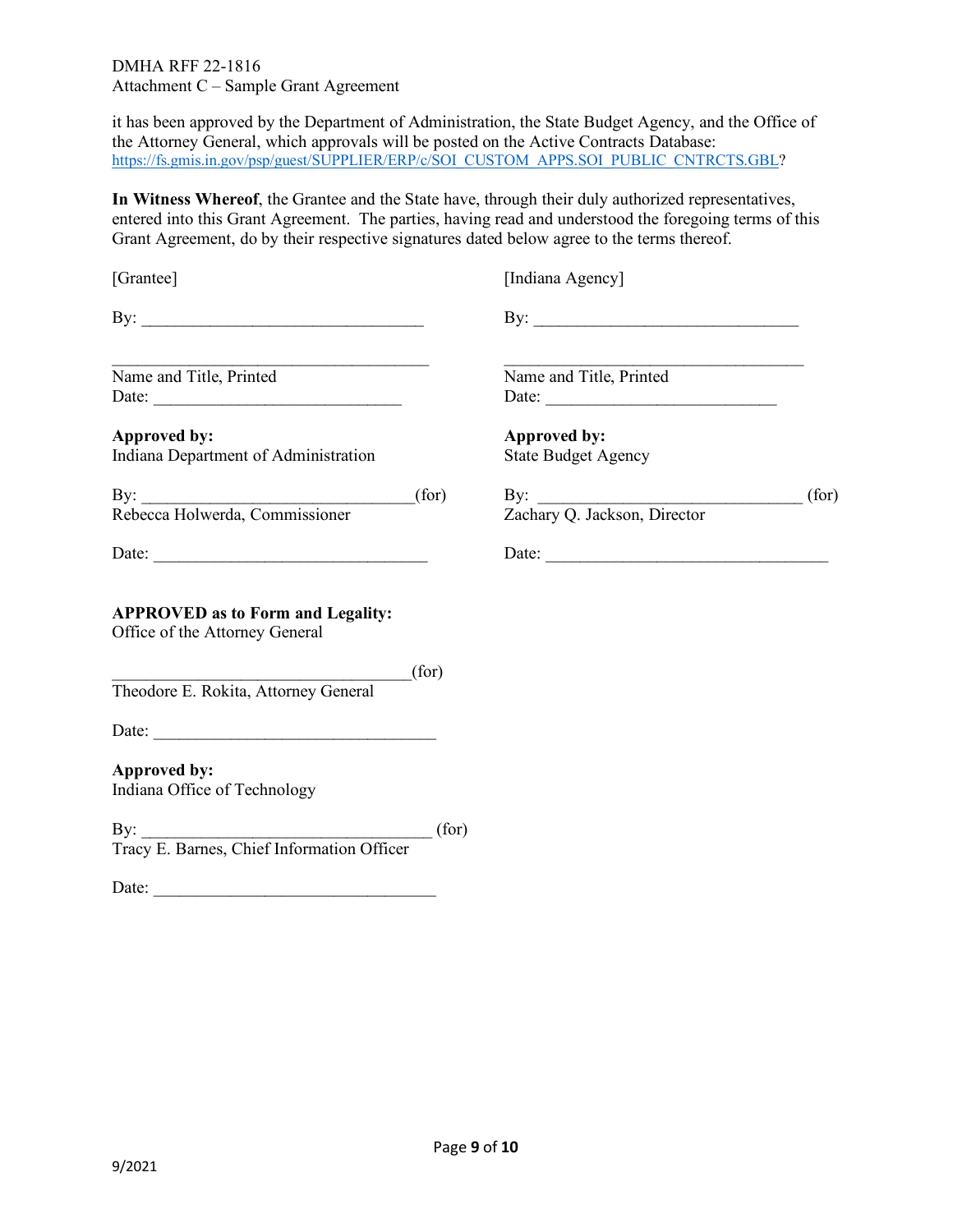it has been approved by the Department of Administration, the State Budget Agency, and the Office of the Attorney General, which approvals will be posted on the Active Contracts Database: https://fs.gmis.in.gov/psp/guest/SUPPLIER/ERP/c/SOI_CUSTOM_APPS.SOI_PUBLIC_CNTRCTS.GBL?

**In Witness Whereof**, the Grantee and the State have, through their duly authorized representatives, entered into this Grant Agreement. The parties, having read and understood the foregoing terms of this Grant Agreement, do by their respective signatures dated below agree to the terms thereof.

[Grantee]

By: ________________________________

________________________________
Name and Title, Printed
Date: ____________________________

[Indiana Agency]

By: ________________________________

________________________________
Name and Title, Printed
Date: ____________________________

**Approved by:**
Indiana Department of Administration

By: ______________________________(for)
Rebecca Holwerda, Commissioner

Date: ______________________________

**Approved by:**
State Budget Agency

By: ______________________________ (for)
Zachary Q. Jackson, Director

Date: ______________________________

**APPROVED as to Form and Legality:**
Office of the Attorney General

__________________________________(for)
Theodore E. Rokita, Attorney General

Date: ______________________________

**Approved by:**
Indiana Office of Technology

By: ________________________________ (for)
Tracy E. Barnes, Chief Information Officer

Date: ______________________________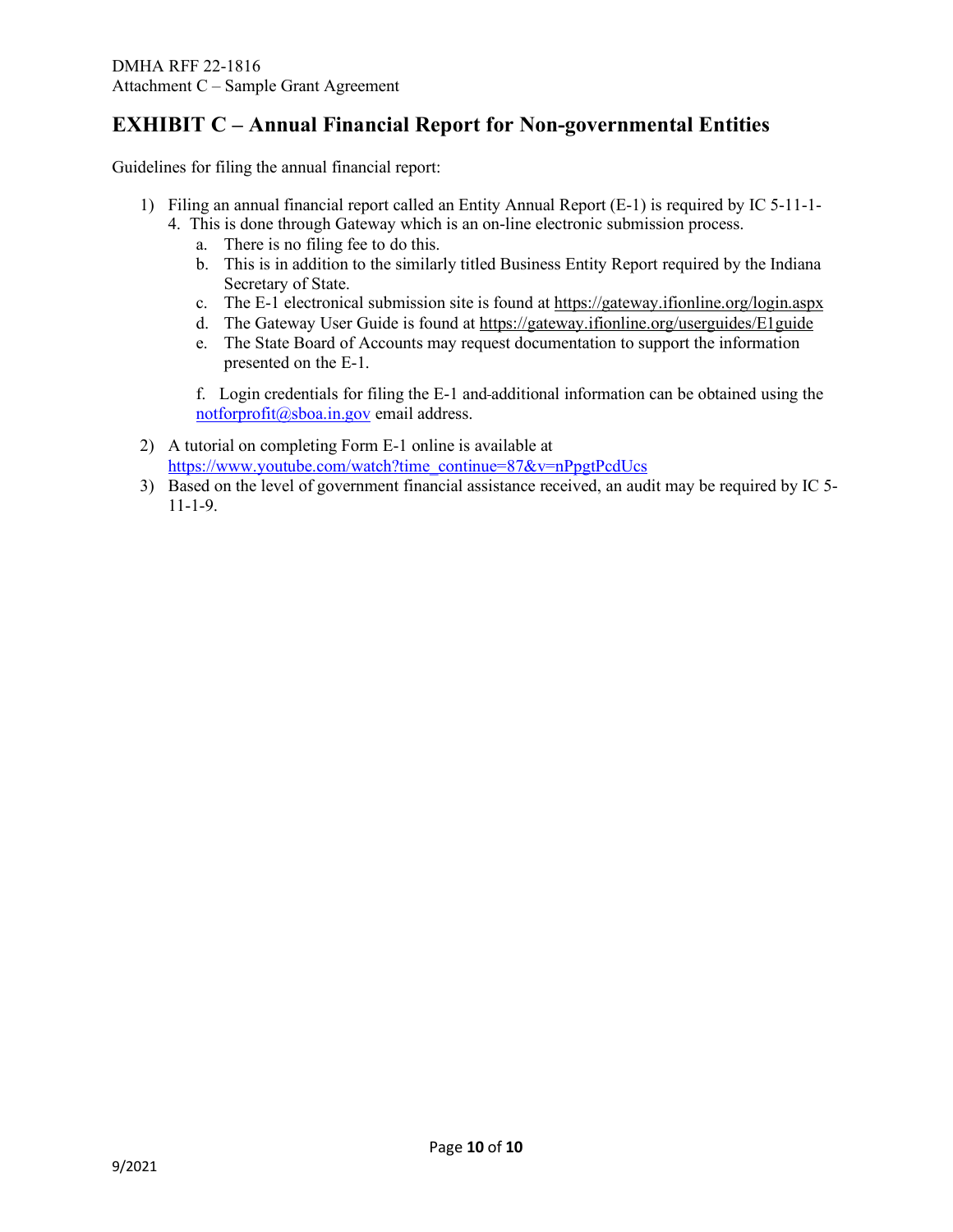## EXHIBIT C – Annual Financial Report for Non-governmental Entities

Guidelines for filing the annual financial report:

1) Filing an annual financial report called an Entity Annual Report (E-1) is required by IC 5-11-1-4. This is done through Gateway which is an on-line electronic submission process.
   a. There is no filing fee to do this.
   b. This is in addition to the similarly titled Business Entity Report required by the Indiana Secretary of State.
   c. The E-1 electronical submission site is found at https://gateway.ifionline.org/login.aspx
   d. The Gateway User Guide is found at https://gateway.ifionline.org/userguides/E1guide
   e. The State Board of Accounts may request documentation to support the information presented on the E-1.

   f. Login credentials for filing the E-1 and additional information can be obtained using the notforprofit@sboa.in.gov email address.
2) A tutorial on completing Form E-1 online is available at https://www.youtube.com/watch?time_continue=87&v=nPpgtPcdUcs
3) Based on the level of government financial assistance received, an audit may be required by IC 5-11-1-9.